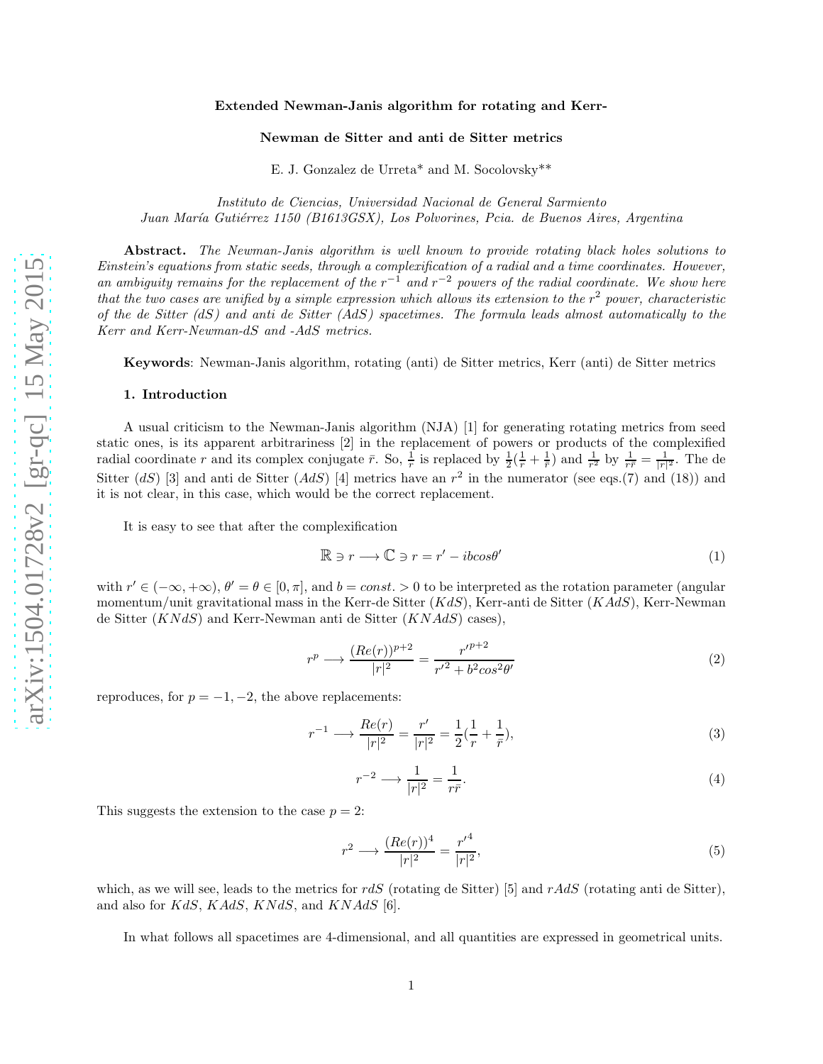# Extended Newman-Janis algorithm for rotating and Kerr-Newman de Sitter and anti de Sitter metrics

E. J. Gonzalez de Urreta* and M. Socolovsky**

*Instituto de Ciencias, Universidad Nacional de General Sarmiento*
*Juan María Gutiérrez 1150 (B1613GSX), Los Polvorines, Pcia. de Buenos Aires, Argentina*

**Abstract.** *The Newman-Janis algorithm is well known to provide rotating black holes solutions to Einstein's equations from static seeds, through a complexification of a radial and a time coordinates. However, an ambiguity remains for the replacement of the $r^{-1}$ and $r^{-2}$ powers of the radial coordinate. We show here that the two cases are unified by a simple expression which allows its extension to the $r^2$ power, characteristic of the de Sitter (dS) and anti de Sitter (AdS) spacetimes. The formula leads almost automatically to the Kerr and Kerr-Newman-dS and -AdS metrics.*

**Keywords**: Newman-Janis algorithm, rotating (anti) de Sitter metrics, Kerr (anti) de Sitter metrics

## 1. Introduction

A usual criticism to the Newman-Janis algorithm (NJA) [1] for generating rotating metrics from seed static ones, is its apparent arbitrariness [2] in the replacement of powers or products of the complexified radial coordinate $r$ and its complex conjugate $\bar{r}$. So, $\frac{1}{r}$ is replaced by $\frac{1}{2}(\frac{1}{r}+\frac{1}{\bar{r}})$ and $\frac{1}{r^2}$ by $\frac{1}{r\bar{r}}=\frac{1}{|r|^2}$. The de Sitter ($dS$) [3] and anti de Sitter ($AdS$) [4] metrics have an $r^2$ in the numerator (see eqs.(7) and (18)) and it is not clear, in this case, which would be the correct replacement.

It is easy to see that after the complexification

$$\mathbb{R} \ni r \longrightarrow \mathbb{C} \ni r = r' - ib\cos\theta' \tag{1}$$

with $r' \in (-\infty, +\infty)$, $\theta' = \theta \in [0, \pi]$, and $b = const. > 0$ to be interpreted as the rotation parameter (angular momentum/unit gravitational mass in the Kerr-de Sitter ($KdS$), Kerr-anti de Sitter ($KAdS$), Kerr-Newman de Sitter ($KNdS$) and Kerr-Newman anti de Sitter ($KNAdS$) cases),

$$r^p \longrightarrow \frac{(Re(r))^{p+2}}{|r|^2} = \frac{r'^{p+2}}{r'^2 + b^2\cos^2\theta'} \tag{2}$$

reproduces, for $p = -1, -2$, the above replacements:

$$r^{-1} \longrightarrow \frac{Re(r)}{|r|^2} = \frac{r'}{|r|^2} = \frac{1}{2}(\frac{1}{r} + \frac{1}{\bar{r}}), \tag{3}$$

$$r^{-2} \longrightarrow \frac{1}{|r|^2} = \frac{1}{r\bar{r}}. \tag{4}$$

This suggests the extension to the case $p = 2$:

$$r^2 \longrightarrow \frac{(Re(r))^4}{|r|^2} = \frac{r'^4}{|r|^2}, \tag{5}$$

which, as we will see, leads to the metrics for $rdS$ (rotating de Sitter) [5] and $rAdS$ (rotating anti de Sitter), and also for $KdS$, $KAdS$, $KNdS$, and $KNAdS$ [6].

In what follows all spacetimes are 4-dimensional, and all quantities are expressed in geometrical units.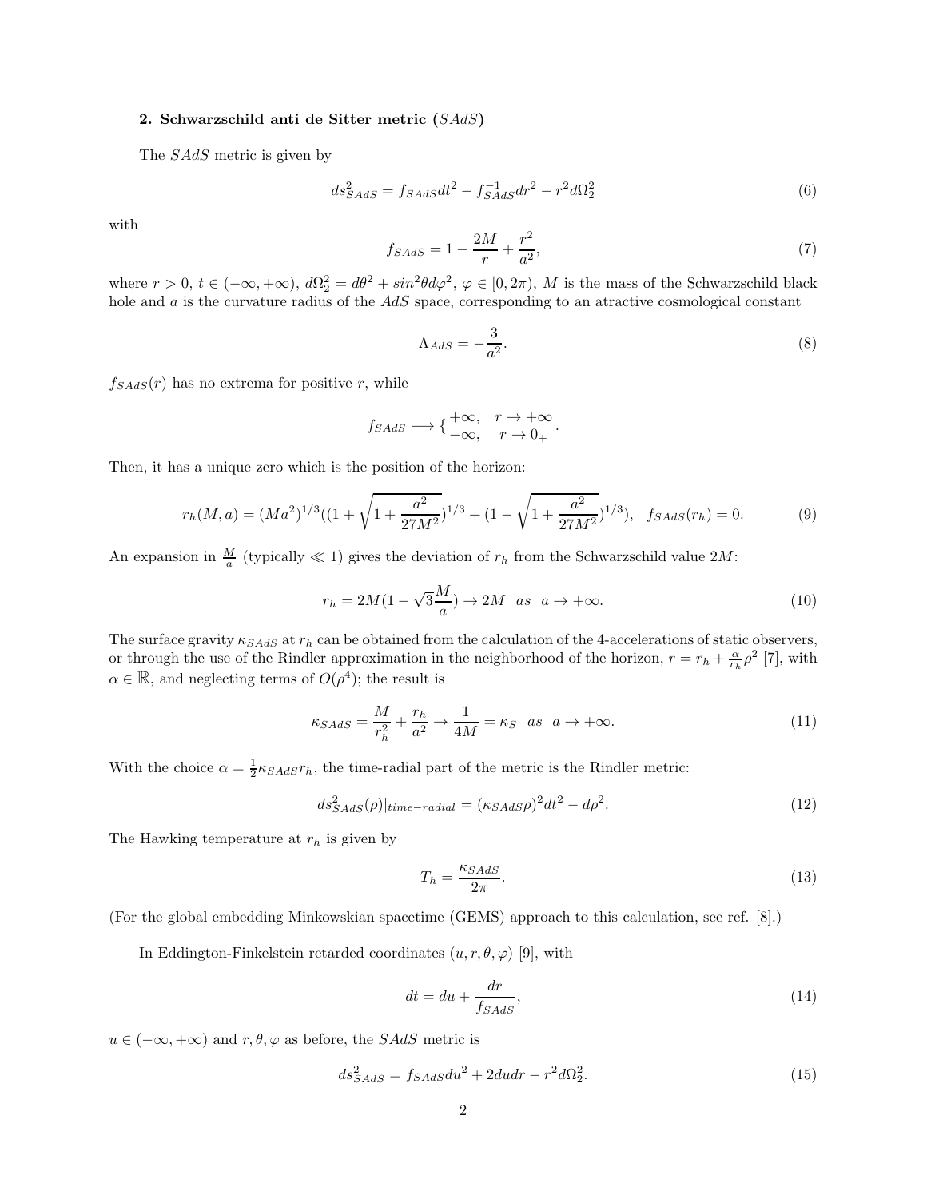**2. Schwarzschild anti de Sitter metric ($SAdS$)**

The $SAdS$ metric is given by

$$ds^2_{SAdS} = f_{SAdS}dt^2 - f^{-1}_{SAdS}dr^2 - r^2 d\Omega^2_2 \tag{6}$$

with

$$f_{SAdS} = 1 - \frac{2M}{r} + \frac{r^2}{a^2}, \tag{7}$$

where $r > 0$, $t \in (-\infty, +\infty)$, $d\Omega^2_2 = d\theta^2 + sin^2\theta d\varphi^2$, $\varphi \in [0, 2\pi)$, $M$ is the mass of the Schwarzschild black hole and $a$ is the curvature radius of the $AdS$ space, corresponding to an atractive cosmological constant

$$\Lambda_{AdS} = -\frac{3}{a^2}. \tag{8}$$

$f_{SAdS}(r)$ has no extrema for positive $r$, while

$$f_{SAdS} \longrightarrow \{ \begin{array}{ll} +\infty, & r \to +\infty \\ -\infty, & r \to 0_+ \end{array}.$$

Then, it has a unique zero which is the position of the horizon:

$$r_h(M,a) = (Ma^2)^{1/3}((1 + \sqrt{1 + \frac{a^2}{27M^2}})^{1/3} + (1 - \sqrt{1 + \frac{a^2}{27M^2}})^{1/3}), \quad f_{SAdS}(r_h) = 0. \tag{9}$$

An expansion in $\frac{M}{a}$ (typically $\ll 1$) gives the deviation of $r_h$ from the Schwarzschild value $2M$:

$$r_h = 2M(1 - \sqrt{3}\frac{M}{a}) \to 2M \quad as \quad a \to +\infty. \tag{10}$$

The surface gravity $\kappa_{SAdS}$ at $r_h$ can be obtained from the calculation of the 4-accelerations of static observers, or through the use of the Rindler approximation in the neighborhood of the horizon, $r = r_h + \frac{\alpha}{r_h}\rho^2$ [7], with $\alpha \in \mathbb{R}$, and neglecting terms of $O(\rho^4)$; the result is

$$\kappa_{SAdS} = \frac{M}{r_h^2} + \frac{r_h}{a^2} \to \frac{1}{4M} = \kappa_S \quad as \quad a \to +\infty. \tag{11}$$

With the choice $\alpha = \frac{1}{2}\kappa_{SAdS} r_h$, the time-radial part of the metric is the Rindler metric:

$$ds^2_{SAdS}(\rho)|_{time-radial} = (\kappa_{SAdS}\rho)^2 dt^2 - d\rho^2. \tag{12}$$

The Hawking temperature at $r_h$ is given by

$$T_h = \frac{\kappa_{SAdS}}{2\pi}. \tag{13}$$

(For the global embedding Minkowskian spacetime (GEMS) approach to this calculation, see ref. [8].)

In Eddington-Finkelstein retarded coordinates $(u, r, \theta, \varphi)$ [9], with

$$dt = du + \frac{dr}{f_{SAdS}}, \tag{14}$$

$u \in (-\infty, +\infty)$ and $r, \theta, \varphi$ as before, the $SAdS$ metric is

$$ds^2_{SAdS} = f_{SAdS}du^2 + 2dudr - r^2 d\Omega^2_2. \tag{15}$$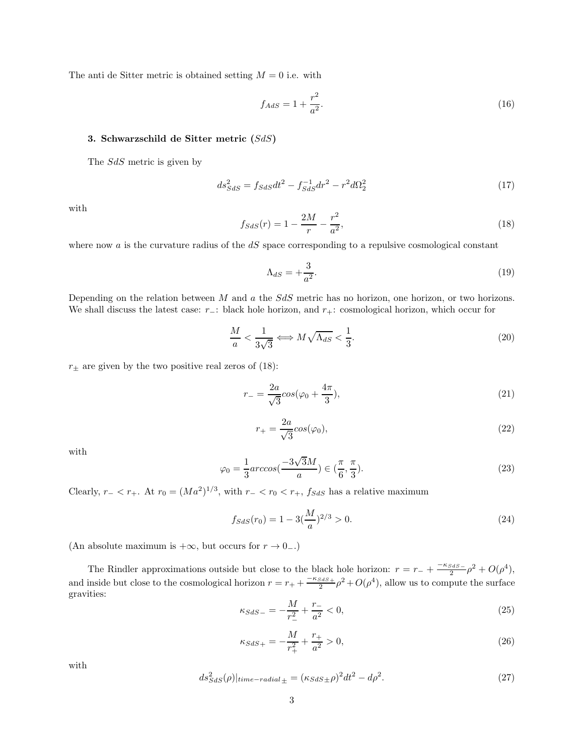The anti de Sitter metric is obtained setting $M = 0$ i.e. with

$$f_{AdS} = 1 + \frac{r^2}{a^2}. \tag{16}$$

### 3. Schwarzschild de Sitter metric ($SdS$)

The $SdS$ metric is given by

$$ds^2_{SdS} = f_{SdS}dt^2 - f^{-1}_{SdS}dr^2 - r^2 d\Omega_2^2 \tag{17}$$

with

$$f_{SdS}(r) = 1 - \frac{2M}{r} - \frac{r^2}{a^2}, \tag{18}$$

where now $a$ is the curvature radius of the $dS$ space corresponding to a repulsive cosmological constant

$$\Lambda_{dS} = +\frac{3}{a^2}. \tag{19}$$

Depending on the relation between $M$ and $a$ the $SdS$ metric has no horizon, one horizon, or two horizons. We shall discuss the latest case: $r_-$: black hole horizon, and $r_+$: cosmological horizon, which occur for

$$\frac{M}{a} < \frac{1}{3\sqrt{3}} \Longleftrightarrow M\sqrt{\Lambda_{dS}} < \frac{1}{3}. \tag{20}$$

$r_\pm$ are given by the two positive real zeros of (18):

$$r_- = \frac{2a}{\sqrt{3}}cos(\varphi_0 + \frac{4\pi}{3}), \tag{21}$$

$$r_+ = \frac{2a}{\sqrt{3}}cos(\varphi_0), \tag{22}$$

with

$$\varphi_0 = \frac{1}{3}arccos(\frac{-3\sqrt{3}M}{a}) \in (\frac{\pi}{6}, \frac{\pi}{3}). \tag{23}$$

Clearly, $r_- < r_+$. At $r_0 = (Ma^2)^{1/3}$, with $r_- < r_0 < r_+$, $f_{SdS}$ has a relative maximum

$$f_{SdS}(r_0) = 1 - 3(\frac{M}{a})^{2/3} > 0. \tag{24}$$

(An absolute maximum is $+\infty$, but occurs for $r \to 0_-$.)

The Rindler approximations outside but close to the black hole horizon: $r = r_- + \frac{-\kappa_{SdS-}}{2}\rho^2 + O(\rho^4)$, and inside but close to the cosmological horizon $r = r_+ + \frac{-\kappa_{SdS+}}{2}\rho^2 + O(\rho^4)$, allow us to compute the surface gravities:

$$\kappa_{SdS-} = -\frac{M}{r_-^2} + \frac{r_-}{a^2} < 0, \tag{25}$$

$$\kappa_{SdS+} = -\frac{M}{r_+^2} + \frac{r_+}{a^2} > 0, \tag{26}$$

with

$$ds^2_{SdS}(\rho)|_{time-radial\pm} = (\kappa_{SdS\pm}\rho)^2 dt^2 - d\rho^2. \tag{27}$$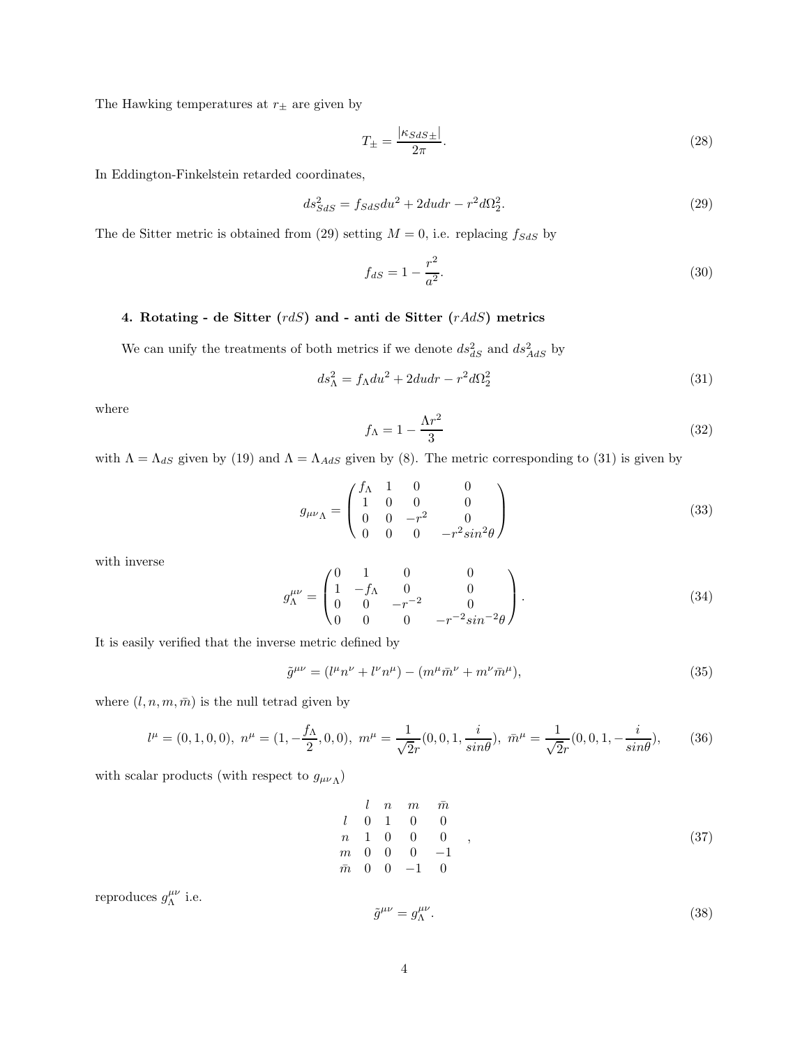The Hawking temperatures at $r_\pm$ are given by

$$T_\pm = \frac{|\kappa_{SdS\pm}|}{2\pi}. \tag{28}$$

In Eddington-Finkelstein retarded coordinates,

$$ds^2_{SdS} = f_{SdS}du^2 + 2dudr - r^2 d\Omega^2_2. \tag{29}$$

The de Sitter metric is obtained from (29) setting $M = 0$, i.e. replacing $f_{SdS}$ by

$$f_{dS} = 1 - \frac{r^2}{a^2}. \tag{30}$$

### 4. Rotating - de Sitter ($rdS$) and - anti de Sitter ($rAdS$) metrics

We can unify the treatments of both metrics if we denote $ds^2_{dS}$ and $ds^2_{AdS}$ by

$$ds^2_\Lambda = f_\Lambda du^2 + 2dudr - r^2 d\Omega^2_2 \tag{31}$$

where

$$f_\Lambda = 1 - \frac{\Lambda r^2}{3} \tag{32}$$

with $\Lambda = \Lambda_{dS}$ given by (19) and $\Lambda = \Lambda_{AdS}$ given by (8). The metric corresponding to (31) is given by

$$g_{\mu\nu\,\Lambda} = \begin{pmatrix} f_\Lambda & 1 & 0 & 0 \\ 1 & 0 & 0 & 0 \\ 0 & 0 & -r^2 & 0 \\ 0 & 0 & 0 & -r^2 sin^2\theta \end{pmatrix} \tag{33}$$

with inverse

$$g^{\mu\nu}_\Lambda = \begin{pmatrix} 0 & 1 & 0 & 0 \\ 1 & -f_\Lambda & 0 & 0 \\ 0 & 0 & -r^{-2} & 0 \\ 0 & 0 & 0 & -r^{-2} sin^{-2}\theta \end{pmatrix}. \tag{34}$$

It is easily verified that the inverse metric defined by

$$\tilde{g}^{\mu\nu} = (l^\mu n^\nu + l^\nu n^\mu) - (m^\mu \bar{m}^\nu + m^\nu \bar{m}^\mu), \tag{35}$$

where $(l, n, m, \bar{m})$ is the null tetrad given by

$$l^\mu = (0, 1, 0, 0),\ n^\mu = (1, -\frac{f_\Lambda}{2}, 0, 0),\ m^\mu = \frac{1}{\sqrt{2}r}(0, 0, 1, \frac{i}{sin\theta}),\ \bar{m}^\mu = \frac{1}{\sqrt{2}r}(0, 0, 1, -\frac{i}{sin\theta}), \tag{36}$$

with scalar products (with respect to $g_{\mu\nu\,\Lambda}$)

$$\begin{array}{c|cccc} & l & n & m & \bar{m} \\ l & 0 & 1 & 0 & 0 \\ n & 1 & 0 & 0 & 0 \\ m & 0 & 0 & 0 & -1 \\ \bar{m} & 0 & 0 & -1 & 0 \end{array}\ , \tag{37}$$

reproduces $g^{\mu\nu}_\Lambda$ i.e.

$$\tilde{g}^{\mu\nu} = g^{\mu\nu}_\Lambda. \tag{38}$$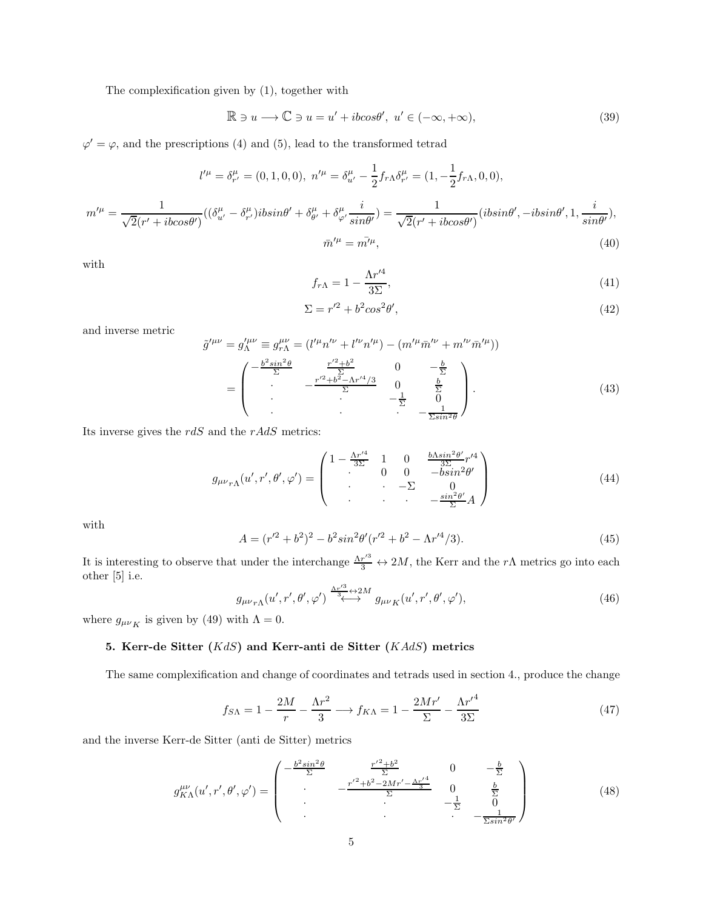The complexification given by (1), together with

$$\mathbb{R} \ni u \longrightarrow \mathbb{C} \ni u = u' + ibcos\theta',\ u' \in (-\infty, +\infty), \tag{39}$$

$\varphi' = \varphi$, and the prescriptions (4) and (5), lead to the transformed tetrad

$$l'^{\mu} = \delta^{\mu}_{r'} = (0,1,0,0),\ n'^{\mu} = \delta^{\mu}_{u'} - \frac{1}{2} f_{r\Lambda} \delta^{\mu}_{r'} = (1, -\frac{1}{2} f_{r\Lambda}, 0, 0),$$

$$m'^{\mu} = \frac{1}{\sqrt{2}(r' + ibcos\theta')}((\delta^{\mu}_{u'} - \delta^{\mu}_{r'})ibsin\theta' + \delta^{\mu}_{\theta'} + \delta^{\mu}_{\varphi'}\frac{i}{sin\theta'}) = \frac{1}{\sqrt{2}(r' + ibcos\theta')}(ibsin\theta', -ibsin\theta', 1, \frac{i}{sin\theta'}),$$

$$\bar{m}'^{\mu} = \bar{m'^{\mu}}, \tag{40}$$

with

$$f_{r\Lambda} = 1 - \frac{\Lambda r'^4}{3\Sigma}, \tag{41}$$

$$\Sigma = r'^2 + b^2 cos^2\theta', \tag{42}$$

and inverse metric

$$\tilde{g}'^{\mu\nu} = g'^{\mu\nu}_{\Lambda} \equiv g^{\mu\nu}_{r\Lambda} = (l'^{\mu} n'^{\nu} + l'^{\nu} n'^{\mu}) - (m'^{\mu} \bar{m}'^{\nu} + m'^{\nu} \bar{m}'^{\mu}))$$

$$= \begin{pmatrix} -\frac{b^2 sin^2\theta}{\Sigma} & \frac{r'^2 + b^2}{\Sigma} & 0 & -\frac{b}{\Sigma} \\ \cdot & -\frac{r'^2 + b^2 - \Lambda r'^4/3}{\Sigma} & 0 & \frac{b}{\Sigma} \\ \cdot & \cdot & -\frac{1}{\Sigma} & 0 \\ \cdot & \cdot & \cdot & -\frac{1}{\Sigma sin^2\theta} \end{pmatrix}. \tag{43}$$

Its inverse gives the $rdS$ and the $rAdS$ metrics:

$$g_{\mu\nu\, r\Lambda}(u', r', \theta', \varphi') = \begin{pmatrix} 1 - \frac{\Lambda r'^4}{3\Sigma} & 1 & 0 & \frac{b\Lambda sin^2\theta'}{3\Sigma} r'^4 \\ \cdot & 0 & 0 & -bsin^2\theta' \\ \cdot & \cdot & -\Sigma & 0 \\ \cdot & \cdot & \cdot & -\frac{sin^2\theta'}{\Sigma} A \end{pmatrix} \tag{44}$$

with

$$A = (r'^2 + b^2)^2 - b^2 sin^2\theta'(r'^2 + b^2 - \Lambda r'^4/3). \tag{45}$$

It is interesting to observe that under the interchange $\frac{\Lambda r'^3}{3} \leftrightarrow 2M$, the Kerr and the $r\Lambda$ metrics go into each other [5] i.e.

$$g_{\mu\nu\, r\Lambda}(u', r', \theta', \varphi') \overset{\frac{\Lambda r'^3}{3} \leftrightarrow 2M}{\longleftrightarrow} g_{\mu\nu\, K}(u', r', \theta', \varphi'), \tag{46}$$

where $g_{\mu\nu\, K}$ is given by (49) with $\Lambda = 0$.

### 5. Kerr-de Sitter ($KdS$) and Kerr-anti de Sitter ($KAdS$) metrics

The same complexification and change of coordinates and tetrads used in section 4., produce the change

$$f_{S\Lambda} = 1 - \frac{2M}{r} - \frac{\Lambda r^2}{3} \longrightarrow f_{K\Lambda} = 1 - \frac{2Mr'}{\Sigma} - \frac{\Lambda {r'}^4}{3\Sigma} \tag{47}$$

and the inverse Kerr-de Sitter (anti de Sitter) metrics

$$g^{\mu\nu}_{K\Lambda}(u', r', \theta', \varphi') = \begin{pmatrix} -\frac{b^2 sin^2\theta}{\Sigma} & \frac{r'^2 + b^2}{\Sigma} & 0 & -\frac{b}{\Sigma} \\ \cdot & -\frac{r'^2 + b^2 - 2Mr' - \frac{\Lambda r'^4}{3}}{\Sigma} & 0 & \frac{b}{\Sigma} \\ \cdot & \cdot & -\frac{1}{\Sigma} & 0 \\ \cdot & \cdot & \cdot & -\frac{1}{\Sigma sin^2\theta'} \end{pmatrix} \tag{48}$$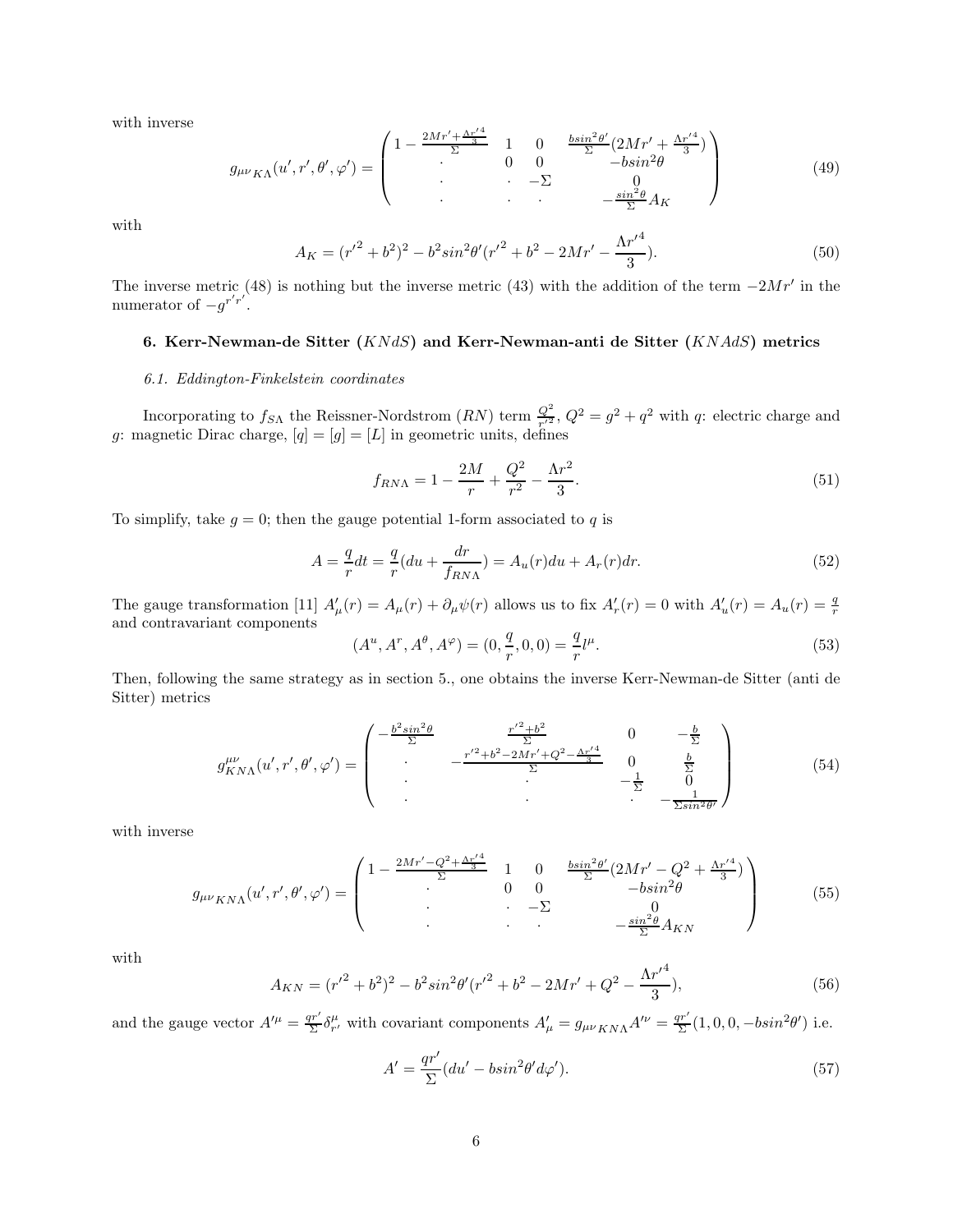with inverse

$$
g_{\mu\nu\,K\Lambda}(u',r',\theta',\varphi') = \begin{pmatrix} 1-\frac{2Mr'+\frac{\Lambda r'^4}{3}}{\Sigma} & 1 & 0 & \frac{b sin^2\theta'}{\Sigma}(2Mr'+\frac{\Lambda r'^4}{3}) \\ \cdot & 0 & 0 & -b sin^2\theta \\ \cdot & \cdot & -\Sigma & 0 \\ \cdot & \cdot & \cdot & -\frac{sin^2\theta}{\Sigma}A_K \end{pmatrix} \tag{49}
$$

with

$$
A_K = ({r'}^2+b^2)^2 - b^2 sin^2\theta'({r'}^2+b^2-2Mr'-\frac{\Lambda {r'}^4}{3}). \tag{50}
$$

The inverse metric (48) is nothing but the inverse metric (43) with the addition of the term $-2Mr'$ in the numerator of $-g^{r'r'}$.

## 6. Kerr-Newman-de Sitter ($KNdS$) and Kerr-Newman-anti de Sitter ($KNAdS$) metrics

### *6.1. Eddington-Finkelstein coordinates*

Incorporating to $f_{S\Lambda}$ the Reissner-Nordstrom ($RN$) term $\frac{Q^2}{r'^2}$, $Q^2 = g^2 + q^2$ with $q$: electric charge and $g$: magnetic Dirac charge, $[q] = [g] = [L]$ in geometric units, defines

$$
f_{RN\Lambda} = 1 - \frac{2M}{r} + \frac{Q^2}{r^2} - \frac{\Lambda r^2}{3}. \tag{51}
$$

To simplify, take $g = 0$; then the gauge potential 1-form associated to $q$ is

$$
A = \frac{q}{r}dt = \frac{q}{r}(du + \frac{dr}{f_{RN\Lambda}}) = A_u(r)du + A_r(r)dr. \tag{52}
$$

The gauge transformation [11] $A'_\mu(r) = A_\mu(r) + \partial_\mu\psi(r)$ allows us to fix $A'_r(r) = 0$ with $A'_u(r) = A_u(r) = \frac{q}{r}$ and contravariant components

$$
(A^u, A^r, A^\theta, A^\varphi) = (0, \frac{q}{r}, 0, 0) = \frac{q}{r}l^\mu. \tag{53}
$$

Then, following the same strategy as in section 5., one obtains the inverse Kerr-Newman-de Sitter (anti de Sitter) metrics

$$
g^{\mu\nu}_{KN\Lambda}(u',r',\theta',\varphi') = \begin{pmatrix} -\frac{b^2 sin^2\theta}{\Sigma} & \frac{{r'}^2+b^2}{\Sigma} & 0 & -\frac{b}{\Sigma} \\ \cdot & -\frac{{r'}^2+b^2-2Mr'+Q^2-\frac{\Lambda r'^4}{3}}{\Sigma} & 0 & \frac{b}{\Sigma} \\ \cdot & \cdot & -\frac{1}{\Sigma} & 0 \\ \cdot & \cdot & \cdot & -\frac{1}{\Sigma sin^2\theta'} \end{pmatrix} \tag{54}
$$

with inverse

$$
g_{\mu\nu\,KN\Lambda}(u',r',\theta',\varphi') = \begin{pmatrix} 1-\frac{2Mr'-Q^2+\frac{\Lambda r'^4}{3}}{\Sigma} & 1 & 0 & \frac{b sin^2\theta'}{\Sigma}(2Mr'-Q^2+\frac{\Lambda r'^4}{3}) \\ \cdot & 0 & 0 & -b sin^2\theta \\ \cdot & \cdot & -\Sigma & 0 \\ \cdot & \cdot & \cdot & -\frac{sin^2\theta}{\Sigma}A_{KN} \end{pmatrix} \tag{55}
$$

with

$$
A_{KN} = ({r'}^2+b^2)^2 - b^2 sin^2\theta'({r'}^2+b^2-2Mr'+Q^2-\frac{\Lambda {r'}^4}{3}), \tag{56}
$$

and the gauge vector $A'^\mu = \frac{qr'}{\Sigma}\delta^\mu_{r'}$ with covariant components $A'_\mu = g_{\mu\nu\,KN\Lambda}A'^\nu = \frac{qr'}{\Sigma}(1,0,0,-b sin^2\theta')$ i.e.

$$
A' = \frac{qr'}{\Sigma}(du' - b sin^2\theta' d\varphi'). \tag{57}
$$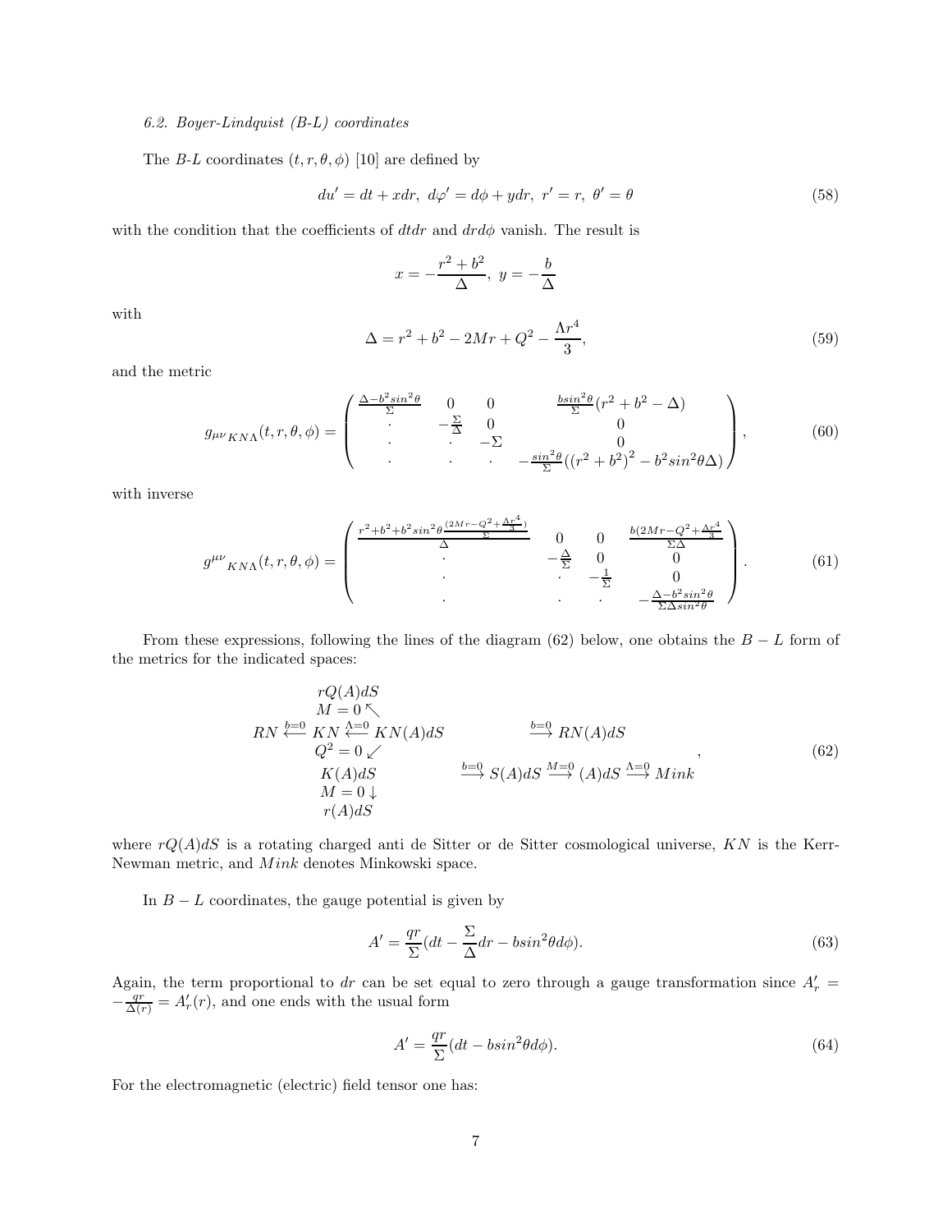*6.2. Boyer-Lindquist (B-L) coordinates*

The *B-L* coordinates $(t, r, \theta, \phi)$ [10] are defined by

$$du' = dt + xdr, \;\; d\varphi' = d\phi + ydr, \;\; r' = r, \;\; \theta' = \theta \tag{58}$$

with the condition that the coefficients of $dtdr$ and $drd\phi$ vanish. The result is

$$x = -\frac{r^2+b^2}{\Delta}, \;\; y = -\frac{b}{\Delta}$$

with

$$\Delta = r^2 + b^2 - 2Mr + Q^2 - \frac{\Lambda r^4}{3}, \tag{59}$$

and the metric

$$g_{\mu\nu\, KN\Lambda}(t,r,\theta,\phi) = \begin{pmatrix} \frac{\Delta - b^2 sin^2\theta}{\Sigma} & 0 & 0 & \frac{b sin^2\theta}{\Sigma}(r^2+b^2-\Delta) \\ \cdot & -\frac{\Sigma}{\Delta} & 0 & 0 \\ \cdot & \cdot & -\Sigma & 0 \\ \cdot & \cdot & \cdot & -\frac{sin^2\theta}{\Sigma}((r^2+b^2)^2 - b^2 sin^2\theta\Delta) \end{pmatrix}, \tag{60}$$

with inverse

$$g^{\mu\nu}{}_{KN\Lambda}(t,r,\theta,\phi) = \begin{pmatrix} \frac{r^2+b^2+b^2 sin^2\theta\frac{(2Mr-Q^2+\frac{\Lambda r^4}{3})}{\Sigma}}{\Delta} & 0 & 0 & \frac{b(2Mr-Q^2+\frac{\Lambda r^4}{3}}{\Sigma\Delta} \\ \cdot & -\frac{\Delta}{\Sigma} & 0 & 0 \\ \cdot & \cdot & -\frac{1}{\Sigma} & 0 \\ \cdot & \cdot & \cdot & -\frac{\Delta - b^2 sin^2\theta}{\Sigma\Delta sin^2\theta} \end{pmatrix}. \tag{61}$$

From these expressions, following the lines of the diagram (62) below, one obtains the $B-L$ form of the metrics for the indicated spaces:

$$\begin{array}{ccc} & rQ(A)dS & \\ & M=0 \nwarrow & \\ RN \overset{b=0}{\longleftarrow} & KN \overset{\Lambda=0}{\longleftarrow} KN(A)dS & \overset{b=0}{\longrightarrow} RN(A)dS \\ & Q^2=0 \swarrow & \\ & K(A)dS & \overset{b=0}{\longrightarrow} S(A)dS \overset{M=0}{\longrightarrow} (A)dS \overset{\Lambda=0}{\longrightarrow} Mink \\ & M=0 \downarrow & \\ & r(A)dS & \end{array}, \tag{62}$$

where $rQ(A)dS$ is a rotating charged anti de Sitter or de Sitter cosmological universe, $KN$ is the Kerr-Newman metric, and $Mink$ denotes Minkowski space.

In $B-L$ coordinates, the gauge potential is given by

$$A' = \frac{qr}{\Sigma}(dt - \frac{\Sigma}{\Delta}dr - b sin^2\theta d\phi). \tag{63}$$

Again, the term proportional to $dr$ can be set equal to zero through a gauge transformation since $A'_r = -\frac{qr}{\Delta(r)} = A'_r(r)$, and one ends with the usual form

$$A' = \frac{qr}{\Sigma}(dt - b sin^2\theta d\phi). \tag{64}$$

For the electromagnetic (electric) field tensor one has: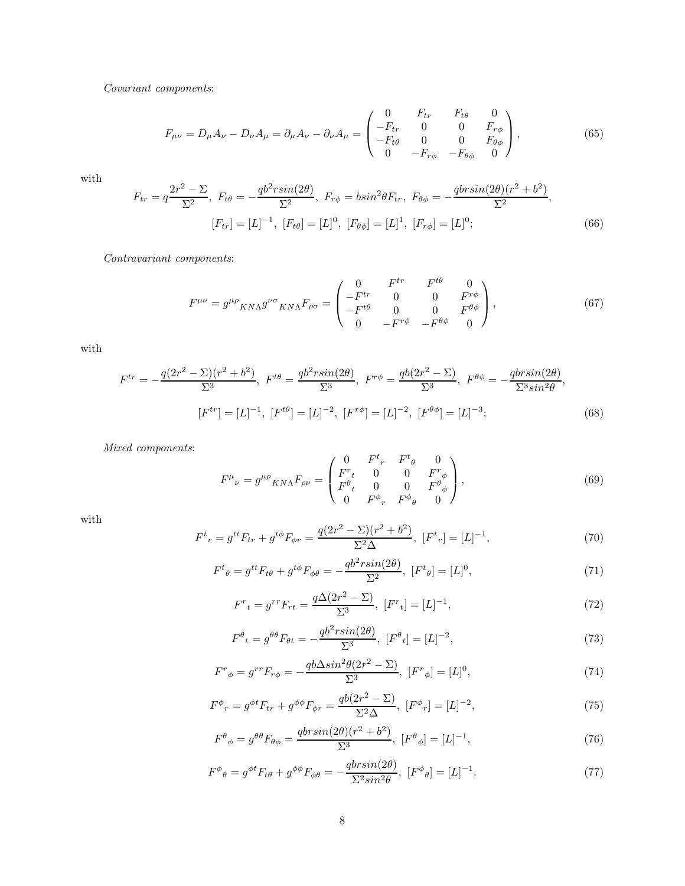*Covariant components*:

$$F_{\mu\nu} = D_\mu A_\nu - D_\nu A_\mu = \partial_\mu A_\nu - \partial_\nu A_\mu = \begin{pmatrix} 0 & F_{tr} & F_{t\theta} & 0 \\ -F_{tr} & 0 & 0 & F_{r\phi} \\ -F_{t\theta} & 0 & 0 & F_{\theta\phi} \\ 0 & -F_{r\phi} & -F_{\theta\phi} & 0 \end{pmatrix}, \tag{65}$$

with

$$F_{tr} = q\frac{2r^2 - \Sigma}{\Sigma^2},\ F_{t\theta} = -\frac{qb^2 r sin(2\theta)}{\Sigma^2},\ F_{r\phi} = bsin^2\theta F_{tr},\ F_{\theta\phi} = -\frac{qbrsin(2\theta)(r^2+b^2)}{\Sigma^2},$$
$$[F_{tr}] = [L]^{-1},\ [F_{t\theta}] = [L]^0,\ [F_{\theta\phi}] = [L]^1,\ [F_{r\phi}] = [L]^0; \tag{66}$$

*Contravariant components*:

$$F^{\mu\nu} = g^{\mu\rho}{}_{KN\Lambda} g^{\nu\sigma}{}_{KN\Lambda} F_{\rho\sigma} = \begin{pmatrix} 0 & F^{tr} & F^{t\theta} & 0 \\ -F^{tr} & 0 & 0 & F^{r\phi} \\ -F^{t\theta} & 0 & 0 & F^{\theta\phi} \\ 0 & -F^{r\phi} & -F^{\theta\phi} & 0 \end{pmatrix}, \tag{67}$$

with

$$F^{tr} = -\frac{q(2r^2-\Sigma)(r^2+b^2)}{\Sigma^3},\ F^{t\theta} = \frac{qb^2 rsin(2\theta)}{\Sigma^3},\ F^{r\phi} = \frac{qb(2r^2-\Sigma)}{\Sigma^3},\ F^{\theta\phi} = -\frac{qbrsin(2\theta)}{\Sigma^3 sin^2\theta},$$
$$[F^{tr}] = [L]^{-1},\ [F^{t\theta}] = [L]^{-2},\ [F^{r\phi}] = [L]^{-2},\ [F^{\theta\phi}] = [L]^{-3}; \tag{68}$$

*Mixed components*:

$$F^\mu{}_\nu = g^{\mu\rho}{}_{KN\Lambda} F_{\rho\nu} = \begin{pmatrix} 0 & F^t{}_r & F^t{}_\theta & 0 \\ F^r{}_t & 0 & 0 & F^r{}_\phi \\ F^\theta{}_t & 0 & 0 & F^\theta{}_\phi \\ 0 & F^\phi{}_r & F^\phi{}_\theta & 0 \end{pmatrix}, \tag{69}$$

with

$$F^t{}_r = g^{tt}F_{tr} + g^{t\phi}F_{\phi r} = \frac{q(2r^2-\Sigma)(r^2+b^2)}{\Sigma^2\Delta},\ [F^t{}_r] = [L]^{-1}, \tag{70}$$

$$F^t{}_\theta = g^{tt}F_{t\theta} + g^{t\phi}F_{\phi\theta} = -\frac{qb^2 rsin(2\theta)}{\Sigma^2},\ [F^t{}_\theta] = [L]^0, \tag{71}$$

$$F^r{}_t = g^{rr}F_{rt} = \frac{q\Delta(2r^2-\Sigma)}{\Sigma^3},\ [F^r{}_t] = [L]^{-1}, \tag{72}$$

$$F^\theta{}_t = g^{\theta\theta}F_{\theta t} = -\frac{qb^2 rsin(2\theta)}{\Sigma^3},\ [F^\theta{}_t] = [L]^{-2}, \tag{73}$$

$$F^r{}_\phi = g^{rr}F_{r\phi} = -\frac{qb\Delta sin^2\theta(2r^2-\Sigma)}{\Sigma^3},\ [F^r{}_\phi] = [L]^0, \tag{74}$$

$$F^\phi{}_r = g^{\phi t}F_{tr} + g^{\phi\phi}F_{\phi r} = \frac{qb(2r^2-\Sigma)}{\Sigma^2\Delta},\ [F^\phi{}_r] = [L]^{-2}, \tag{75}$$

$$F^\theta{}_\phi = g^{\theta\theta}F_{\theta\phi} = \frac{qbrsin(2\theta)(r^2+b^2)}{\Sigma^3},\ [F^\theta{}_\phi] = [L]^{-1}, \tag{76}$$

$$F^\phi{}_\theta = g^{\phi t}F_{t\theta} + g^{\phi\phi}F_{\phi\theta} = -\frac{qbrsin(2\theta)}{\Sigma^2 sin^2\theta},\ [F^\phi{}_\theta] = [L]^{-1}. \tag{77}$$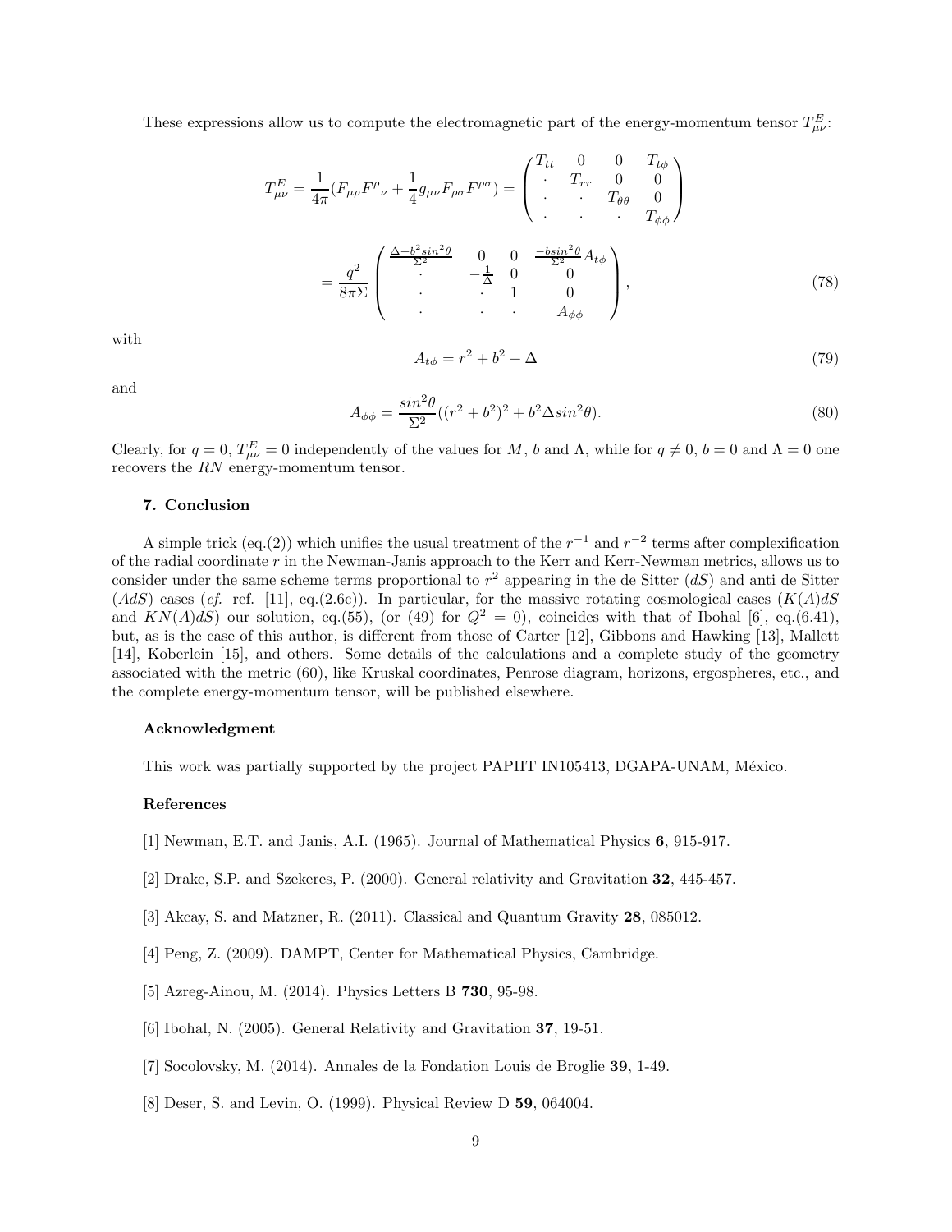These expressions allow us to compute the electromagnetic part of the energy-momentum tensor $T^E_{\mu\nu}$:

$$
T^E_{\mu\nu} = \frac{1}{4\pi}(F_{\mu\rho}F^\rho{}_\nu + \frac{1}{4}g_{\mu\nu}F_{\rho\sigma}F^{\rho\sigma}) = \begin{pmatrix} T_{tt} & 0 & 0 & T_{t\phi} \\ \cdot & T_{rr} & 0 & 0 \\ \cdot & \cdot & T_{\theta\theta} & 0 \\ \cdot & \cdot & \cdot & T_{\phi\phi} \end{pmatrix}
$$

$$
= \frac{q^2}{8\pi\Sigma} \begin{pmatrix} \frac{\Delta + b^2 sin^2\theta}{\Sigma^2} & 0 & 0 & \frac{-b sin^2\theta}{\Sigma^2}A_{t\phi} \\ \cdot & -\frac{1}{\Delta} & 0 & 0 \\ \cdot & \cdot & 1 & 0 \\ \cdot & \cdot & \cdot & A_{\phi\phi} \end{pmatrix}, \tag{78}
$$

with

$$
A_{t\phi} = r^2 + b^2 + \Delta \tag{79}
$$

and

$$
A_{\phi\phi} = \frac{sin^2\theta}{\Sigma^2}((r^2 + b^2)^2 + b^2 \Delta sin^2\theta). \tag{80}
$$

Clearly, for $q = 0$, $T^E_{\mu\nu} = 0$ independently of the values for $M$, $b$ and $\Lambda$, while for $q \neq 0$, $b = 0$ and $\Lambda = 0$ one recovers the $RN$ energy-momentum tensor.

## 7. Conclusion

A simple trick (eq.(2)) which unifies the usual treatment of the $r^{-1}$ and $r^{-2}$ terms after complexification of the radial coordinate $r$ in the Newman-Janis approach to the Kerr and Kerr-Newman metrics, allows us to consider under the same scheme terms proportional to $r^2$ appearing in the de Sitter ($dS$) and anti de Sitter ($AdS$) cases (*cf.* ref. [11], eq.(2.6c)). In particular, for the massive rotating cosmological cases ($K(A)dS$ and $KN(A)dS$) our solution, eq.(55), (or (49) for $Q^2 = 0$), coincides with that of Ibohal [6], eq.(6.41), but, as is the case of this author, is different from those of Carter [12], Gibbons and Hawking [13], Mallett [14], Koberlein [15], and others. Some details of the calculations and a complete study of the geometry associated with the metric (60), like Kruskal coordinates, Penrose diagram, horizons, ergospheres, etc., and the complete energy-momentum tensor, will be published elsewhere.

### Acknowledgment

This work was partially supported by the project PAPIIT IN105413, DGAPA-UNAM, México.

### References

[1] Newman, E.T. and Janis, A.I. (1965). Journal of Mathematical Physics **6**, 915-917.

[2] Drake, S.P. and Szekeres, P. (2000). General relativity and Gravitation **32**, 445-457.

[3] Akcay, S. and Matzner, R. (2011). Classical and Quantum Gravity **28**, 085012.

[4] Peng, Z. (2009). DAMPT, Center for Mathematical Physics, Cambridge.

[5] Azreg-Ainou, M. (2014). Physics Letters B **730**, 95-98.

[6] Ibohal, N. (2005). General Relativity and Gravitation **37**, 19-51.

[7] Socolovsky, M. (2014). Annales de la Fondation Louis de Broglie **39**, 1-49.

[8] Deser, S. and Levin, O. (1999). Physical Review D **59**, 064004.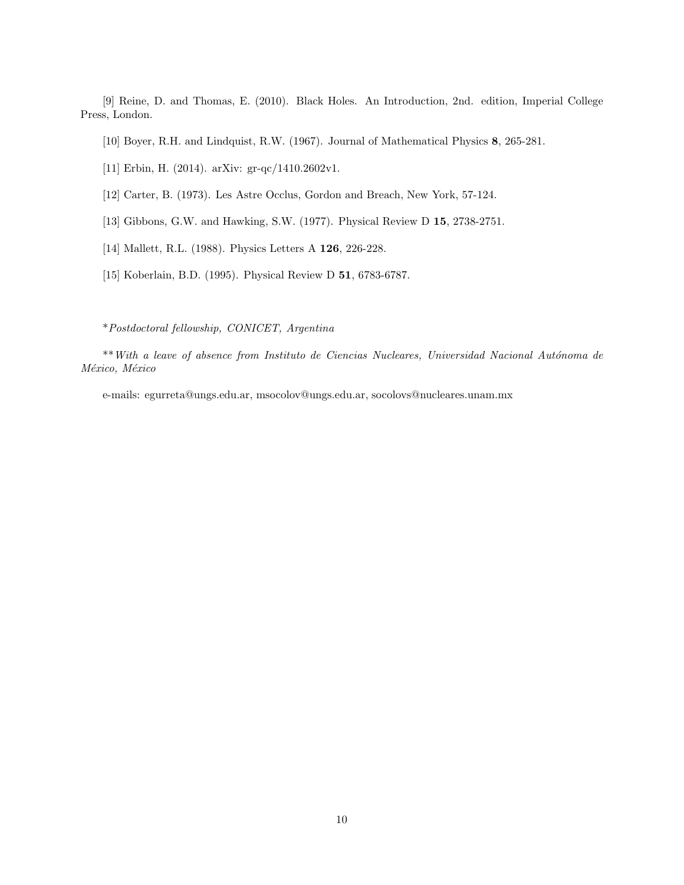[9] Reine, D. and Thomas, E. (2010). Black Holes. An Introduction, 2nd. edition, Imperial College Press, London.

[10] Boyer, R.H. and Lindquist, R.W. (1967). Journal of Mathematical Physics **8**, 265-281.

[11] Erbin, H. (2014). arXiv: gr-qc/1410.2602v1.

[12] Carter, B. (1973). Les Astre Occlus, Gordon and Breach, New York, 57-124.

[13] Gibbons, G.W. and Hawking, S.W. (1977). Physical Review D **15**, 2738-2751.

[14] Mallett, R.L. (1988). Physics Letters A **126**, 226-228.

[15] Koberlain, B.D. (1995). Physical Review D **51**, 6783-6787.

*\*Postdoctoral fellowship, CONICET, Argentina*

*\*\*With a leave of absence from Instituto de Ciencias Nucleares, Universidad Nacional Autónoma de México, México*

e-mails: egurreta@ungs.edu.ar, msocolov@ungs.edu.ar, socolovs@nucleares.unam.mx